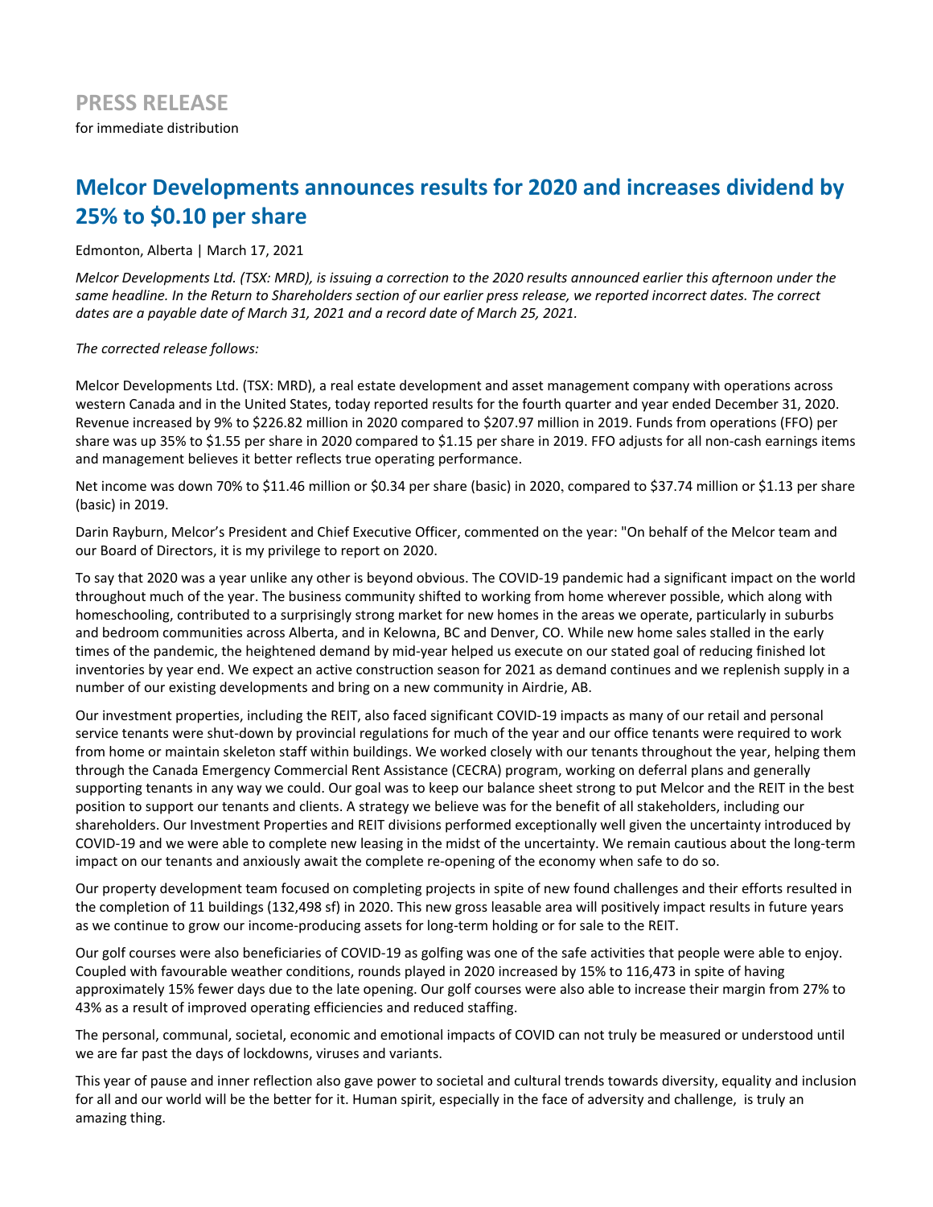**PRESS RELEASE**

for immediate distribution

# Melcor Developments announces results for 2020 and increases dividend by 25% to $0.10 per share

Edmonton, Alberta | March 17, 2021

*Melcor Developments Ltd. (TSX: MRD), is issuing a correction to the 2020 results announced earlier this afternoon under the same headline. In the Return to Shareholders section of our earlier press release, we reported incorrect dates. The correct dates are a payable date of March 31, 2021 and a record date of March 25, 2021.*

*The corrected release follows:*

Melcor Developments Ltd. (TSX: MRD), a real estate development and asset management company with operations across western Canada and in the United States, today reported results for the fourth quarter and year ended December 31, 2020. Revenue increased by 9% to $226.82 million in 2020 compared to $207.97 million in 2019. Funds from operations (FFO) per share was up 35% to $1.55 per share in 2020 compared to $1.15 per share in 2019. FFO adjusts for all non-cash earnings items and management believes it better reflects true operating performance.

Net income was down 70% to $11.46 million or $0.34 per share (basic) in 2020, compared to $37.74 million or $1.13 per share (basic) in 2019.

Darin Rayburn, Melcor's President and Chief Executive Officer, commented on the year: "On behalf of the Melcor team and our Board of Directors, it is my privilege to report on 2020.

To say that 2020 was a year unlike any other is beyond obvious. The COVID-19 pandemic had a significant impact on the world throughout much of the year. The business community shifted to working from home wherever possible, which along with homeschooling, contributed to a surprisingly strong market for new homes in the areas we operate, particularly in suburbs and bedroom communities across Alberta, and in Kelowna, BC and Denver, CO. While new home sales stalled in the early times of the pandemic, the heightened demand by mid-year helped us execute on our stated goal of reducing finished lot inventories by year end. We expect an active construction season for 2021 as demand continues and we replenish supply in a number of our existing developments and bring on a new community in Airdrie, AB.

Our investment properties, including the REIT, also faced significant COVID-19 impacts as many of our retail and personal service tenants were shut-down by provincial regulations for much of the year and our office tenants were required to work from home or maintain skeleton staff within buildings. We worked closely with our tenants throughout the year, helping them through the Canada Emergency Commercial Rent Assistance (CECRA) program, working on deferral plans and generally supporting tenants in any way we could. Our goal was to keep our balance sheet strong to put Melcor and the REIT in the best position to support our tenants and clients. A strategy we believe was for the benefit of all stakeholders, including our shareholders. Our Investment Properties and REIT divisions performed exceptionally well given the uncertainty introduced by COVID-19 and we were able to complete new leasing in the midst of the uncertainty. We remain cautious about the long-term impact on our tenants and anxiously await the complete re-opening of the economy when safe to do so.

Our property development team focused on completing projects in spite of new found challenges and their efforts resulted in the completion of 11 buildings (132,498 sf) in 2020. This new gross leasable area will positively impact results in future years as we continue to grow our income-producing assets for long-term holding or for sale to the REIT.

Our golf courses were also beneficiaries of COVID-19 as golfing was one of the safe activities that people were able to enjoy. Coupled with favourable weather conditions, rounds played in 2020 increased by 15% to 116,473 in spite of having approximately 15% fewer days due to the late opening. Our golf courses were also able to increase their margin from 27% to 43% as a result of improved operating efficiencies and reduced staffing.

The personal, communal, societal, economic and emotional impacts of COVID can not truly be measured or understood until we are far past the days of lockdowns, viruses and variants.

This year of pause and inner reflection also gave power to societal and cultural trends towards diversity, equality and inclusion for all and our world will be the better for it. Human spirit, especially in the face of adversity and challenge, is truly an amazing thing.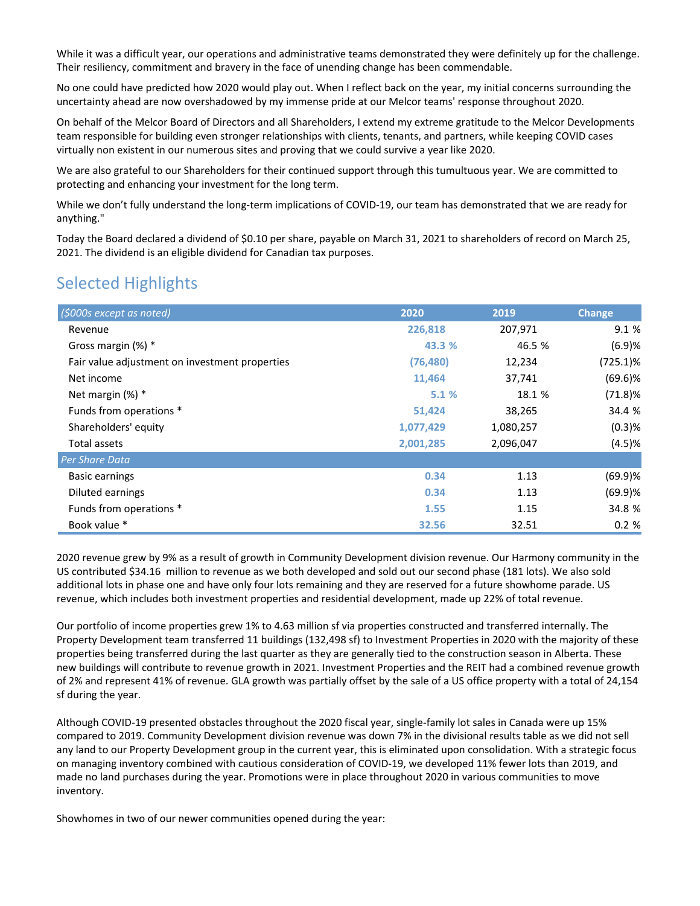While it was a difficult year, our operations and administrative teams demonstrated they were definitely up for the challenge. Their resiliency, commitment and bravery in the face of unending change has been commendable.

No one could have predicted how 2020 would play out. When I reflect back on the year, my initial concerns surrounding the uncertainty ahead are now overshadowed by my immense pride at our Melcor teams' response throughout 2020.

On behalf of the Melcor Board of Directors and all Shareholders, I extend my extreme gratitude to the Melcor Developments team responsible for building even stronger relationships with clients, tenants, and partners, while keeping COVID cases virtually non existent in our numerous sites and proving that we could survive a year like 2020.

We are also grateful to our Shareholders for their continued support through this tumultuous year. We are committed to protecting and enhancing your investment for the long term.

While we don't fully understand the long-term implications of COVID-19, our team has demonstrated that we are ready for anything."

Today the Board declared a dividend of $0.10 per share, payable on March 31, 2021 to shareholders of record on March 25, 2021. The dividend is an eligible dividend for Canadian tax purposes.

## Selected Highlights

| *($000s except as noted)* | 2020 | 2019 | Change |
|---|---|---|---|
| Revenue | 226,818 | 207,971 | 9.1 % |
| Gross margin (%) * | 43.3 % | 46.5 % | (6.9)% |
| Fair value adjustment on investment properties | (76,480) | 12,234 | (725.1)% |
| Net income | 11,464 | 37,741 | (69.6)% |
| Net margin (%) * | 5.1 % | 18.1 % | (71.8)% |
| Funds from operations * | 51,424 | 38,265 | 34.4 % |
| Shareholders' equity | 1,077,429 | 1,080,257 | (0.3)% |
| Total assets | 2,001,285 | 2,096,047 | (4.5)% |
| *Per Share Data* | | | |
| Basic earnings | 0.34 | 1.13 | (69.9)% |
| Diluted earnings | 0.34 | 1.13 | (69.9)% |
| Funds from operations * | 1.55 | 1.15 | 34.8 % |
| Book value * | 32.56 | 32.51 | 0.2 % |

2020 revenue grew by 9% as a result of growth in Community Development division revenue. Our Harmony community in the US contributed $34.16 million to revenue as we both developed and sold out our second phase (181 lots). We also sold additional lots in phase one and have only four lots remaining and they are reserved for a future showhome parade. US revenue, which includes both investment properties and residential development, made up 22% of total revenue.

Our portfolio of income properties grew 1% to 4.63 million sf via properties constructed and transferred internally. The Property Development team transferred 11 buildings (132,498 sf) to Investment Properties in 2020 with the majority of these properties being transferred during the last quarter as they are generally tied to the construction season in Alberta. These new buildings will contribute to revenue growth in 2021. Investment Properties and the REIT had a combined revenue growth of 2% and represent 41% of revenue. GLA growth was partially offset by the sale of a US office property with a total of 24,154 sf during the year.

Although COVID-19 presented obstacles throughout the 2020 fiscal year, single-family lot sales in Canada were up 15% compared to 2019. Community Development division revenue was down 7% in the divisional results table as we did not sell any land to our Property Development group in the current year, this is eliminated upon consolidation. With a strategic focus on managing inventory combined with cautious consideration of COVID-19, we developed 11% fewer lots than 2019, and made no land purchases during the year. Promotions were in place throughout 2020 in various communities to move inventory.

Showhomes in two of our newer communities opened during the year: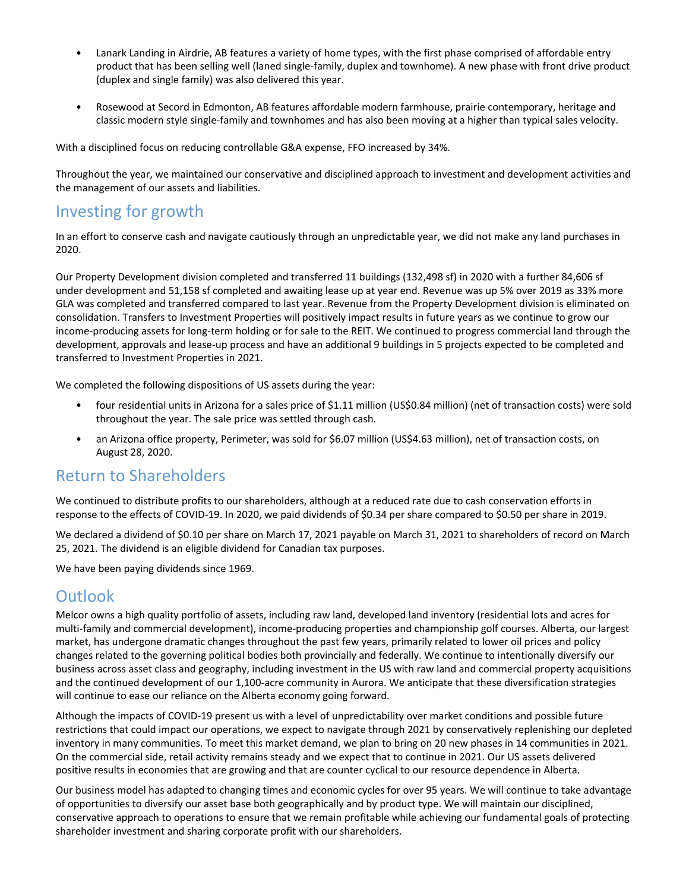- Lanark Landing in Airdrie, AB features a variety of home types, with the first phase comprised of affordable entry product that has been selling well (laned single-family, duplex and townhome). A new phase with front drive product (duplex and single family) was also delivered this year.
- Rosewood at Secord in Edmonton, AB features affordable modern farmhouse, prairie contemporary, heritage and classic modern style single-family and townhomes and has also been moving at a higher than typical sales velocity.

With a disciplined focus on reducing controllable G&A expense, FFO increased by 34%.

Throughout the year, we maintained our conservative and disciplined approach to investment and development activities and the management of our assets and liabilities.

## Investing for growth

In an effort to conserve cash and navigate cautiously through an unpredictable year, we did not make any land purchases in 2020.

Our Property Development division completed and transferred 11 buildings (132,498 sf) in 2020 with a further 84,606 sf under development and 51,158 sf completed and awaiting lease up at year end. Revenue was up 5% over 2019 as 33% more GLA was completed and transferred compared to last year. Revenue from the Property Development division is eliminated on consolidation. Transfers to Investment Properties will positively impact results in future years as we continue to grow our income-producing assets for long-term holding or for sale to the REIT. We continued to progress commercial land through the development, approvals and lease-up process and have an additional 9 buildings in 5 projects expected to be completed and transferred to Investment Properties in 2021.

We completed the following dispositions of US assets during the year:

- four residential units in Arizona for a sales price of $1.11 million (US$0.84 million) (net of transaction costs) were sold throughout the year. The sale price was settled through cash.
- an Arizona office property, Perimeter, was sold for $6.07 million (US$4.63 million), net of transaction costs, on August 28, 2020.

## Return to Shareholders

We continued to distribute profits to our shareholders, although at a reduced rate due to cash conservation efforts in response to the effects of COVID-19. In 2020, we paid dividends of $0.34 per share compared to $0.50 per share in 2019.

We declared a dividend of $0.10 per share on March 17, 2021 payable on March 31, 2021 to shareholders of record on March 25, 2021. The dividend is an eligible dividend for Canadian tax purposes.

We have been paying dividends since 1969.

## Outlook

Melcor owns a high quality portfolio of assets, including raw land, developed land inventory (residential lots and acres for multi-family and commercial development), income-producing properties and championship golf courses. Alberta, our largest market, has undergone dramatic changes throughout the past few years, primarily related to lower oil prices and policy changes related to the governing political bodies both provincially and federally. We continue to intentionally diversify our business across asset class and geography, including investment in the US with raw land and commercial property acquisitions and the continued development of our 1,100-acre community in Aurora. We anticipate that these diversification strategies will continue to ease our reliance on the Alberta economy going forward.

Although the impacts of COVID-19 present us with a level of unpredictability over market conditions and possible future restrictions that could impact our operations, we expect to navigate through 2021 by conservatively replenishing our depleted inventory in many communities. To meet this market demand, we plan to bring on 20 new phases in 14 communities in 2021. On the commercial side, retail activity remains steady and we expect that to continue in 2021. Our US assets delivered positive results in economies that are growing and that are counter cyclical to our resource dependence in Alberta.

Our business model has adapted to changing times and economic cycles for over 95 years. We will continue to take advantage of opportunities to diversify our asset base both geographically and by product type. We will maintain our disciplined, conservative approach to operations to ensure that we remain profitable while achieving our fundamental goals of protecting shareholder investment and sharing corporate profit with our shareholders.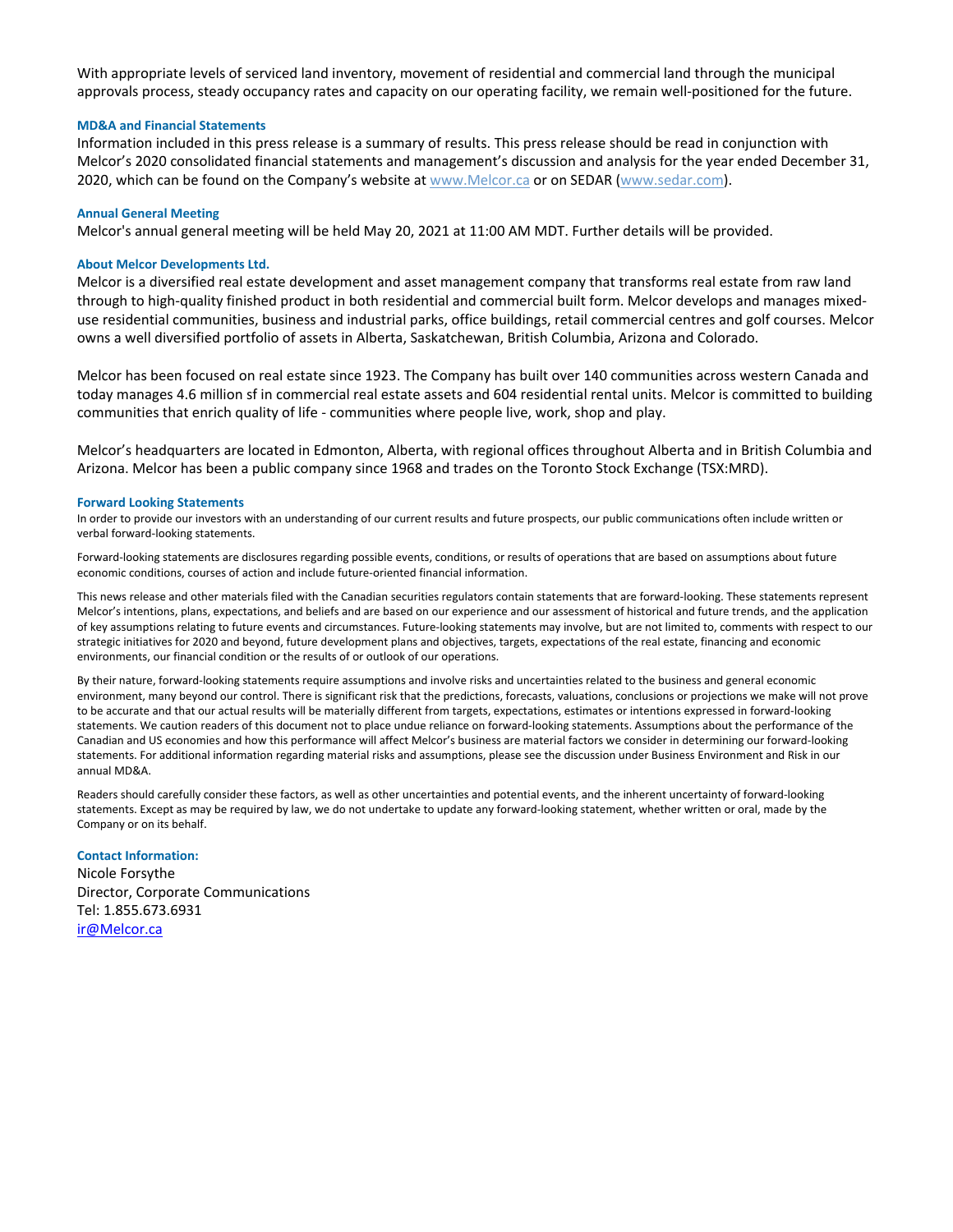With appropriate levels of serviced land inventory, movement of residential and commercial land through the municipal approvals process, steady occupancy rates and capacity on our operating facility, we remain well-positioned for the future.

### MD&A and Financial Statements

Information included in this press release is a summary of results. This press release should be read in conjunction with Melcor's 2020 consolidated financial statements and management's discussion and analysis for the year ended December 31, 2020, which can be found on the Company's website at www.Melcor.ca or on SEDAR (www.sedar.com).

### Annual General Meeting

Melcor's annual general meeting will be held May 20, 2021 at 11:00 AM MDT. Further details will be provided.

### About Melcor Developments Ltd.

Melcor is a diversified real estate development and asset management company that transforms real estate from raw land through to high-quality finished product in both residential and commercial built form. Melcor develops and manages mixed-use residential communities, business and industrial parks, office buildings, retail commercial centres and golf courses. Melcor owns a well diversified portfolio of assets in Alberta, Saskatchewan, British Columbia, Arizona and Colorado.

Melcor has been focused on real estate since 1923. The Company has built over 140 communities across western Canada and today manages 4.6 million sf in commercial real estate assets and 604 residential rental units. Melcor is committed to building communities that enrich quality of life - communities where people live, work, shop and play.

Melcor's headquarters are located in Edmonton, Alberta, with regional offices throughout Alberta and in British Columbia and Arizona. Melcor has been a public company since 1968 and trades on the Toronto Stock Exchange (TSX:MRD).

### Forward Looking Statements

In order to provide our investors with an understanding of our current results and future prospects, our public communications often include written or verbal forward-looking statements.

Forward-looking statements are disclosures regarding possible events, conditions, or results of operations that are based on assumptions about future economic conditions, courses of action and include future-oriented financial information.

This news release and other materials filed with the Canadian securities regulators contain statements that are forward-looking. These statements represent Melcor's intentions, plans, expectations, and beliefs and are based on our experience and our assessment of historical and future trends, and the application of key assumptions relating to future events and circumstances. Future-looking statements may involve, but are not limited to, comments with respect to our strategic initiatives for 2020 and beyond, future development plans and objectives, targets, expectations of the real estate, financing and economic environments, our financial condition or the results of or outlook of our operations.

By their nature, forward-looking statements require assumptions and involve risks and uncertainties related to the business and general economic environment, many beyond our control. There is significant risk that the predictions, forecasts, valuations, conclusions or projections we make will not prove to be accurate and that our actual results will be materially different from targets, expectations, estimates or intentions expressed in forward-looking statements. We caution readers of this document not to place undue reliance on forward-looking statements. Assumptions about the performance of the Canadian and US economies and how this performance will affect Melcor's business are material factors we consider in determining our forward-looking statements. For additional information regarding material risks and assumptions, please see the discussion under Business Environment and Risk in our annual MD&A.

Readers should carefully consider these factors, as well as other uncertainties and potential events, and the inherent uncertainty of forward-looking statements. Except as may be required by law, we do not undertake to update any forward-looking statement, whether written or oral, made by the Company or on its behalf.

### Contact Information:

Nicole Forsythe
Director, Corporate Communications
Tel: 1.855.673.6931
ir@Melcor.ca